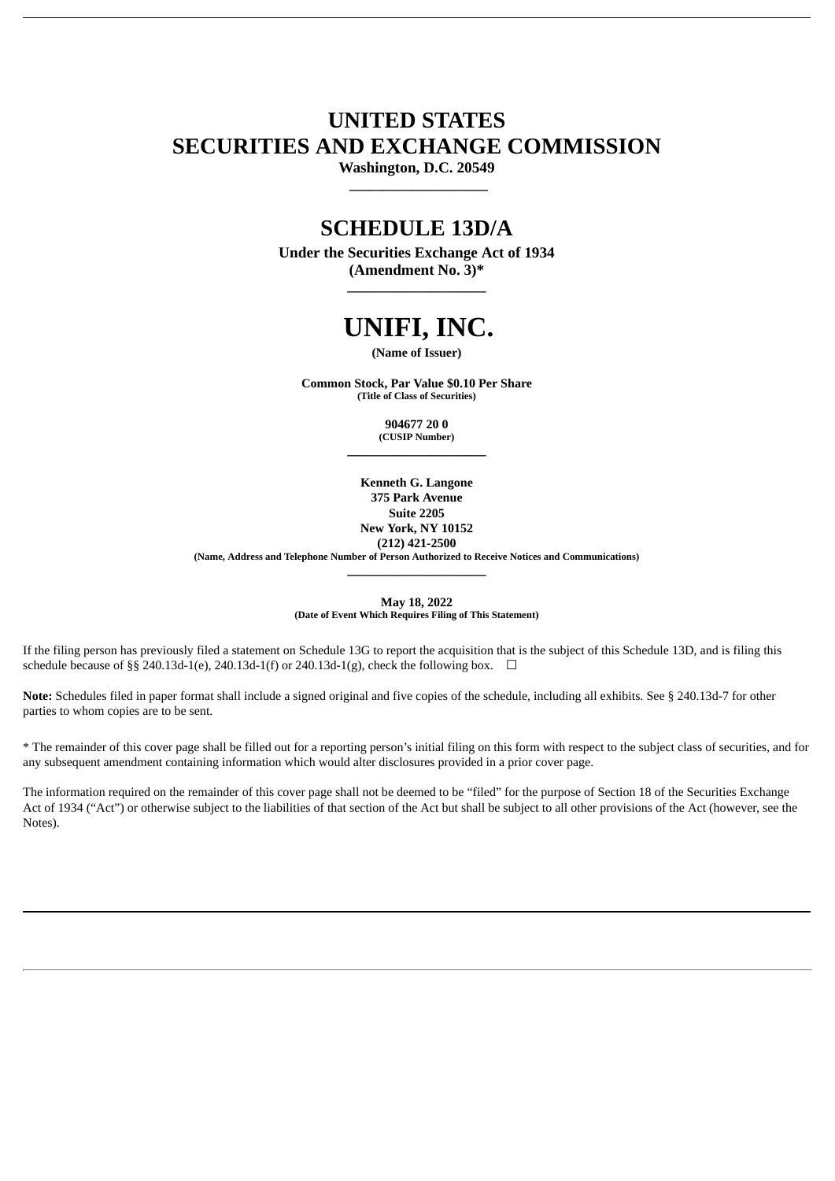# UNITED STATES SECURITIES AND EXCHANGE COMMISSION

**Washington, D.C. 20549**

---

## SCHEDULE 13D/A

**Under the Securities Exchange Act of 1934**
**(Amendment No. 3)***

---

# UNIFI, INC.

**(Name of Issuer)**

**Common Stock, Par Value $0.10 Per Share**
**(Title of Class of Securities)**

**904677 20 0**
**(CUSIP Number)**

---

**Kenneth G. Langone**
**375 Park Avenue**
**Suite 2205**
**New York, NY 10152**
**(212) 421-2500**
**(Name, Address and Telephone Number of Person Authorized to Receive Notices and Communications)**

---

**May 18, 2022**
**(Date of Event Which Requires Filing of This Statement)**

If the filing person has previously filed a statement on Schedule 13G to report the acquisition that is the subject of this Schedule 13D, and is filing this schedule because of §§ 240.13d-1(e), 240.13d-1(f) or 240.13d-1(g), check the following box. ☐

**Note:** Schedules filed in paper format shall include a signed original and five copies of the schedule, including all exhibits. See § 240.13d-7 for other parties to whom copies are to be sent.

* The remainder of this cover page shall be filled out for a reporting person's initial filing on this form with respect to the subject class of securities, and for any subsequent amendment containing information which would alter disclosures provided in a prior cover page.

The information required on the remainder of this cover page shall not be deemed to be "filed" for the purpose of Section 18 of the Securities Exchange Act of 1934 ("Act") or otherwise subject to the liabilities of that section of the Act but shall be subject to all other provisions of the Act (however, see the Notes).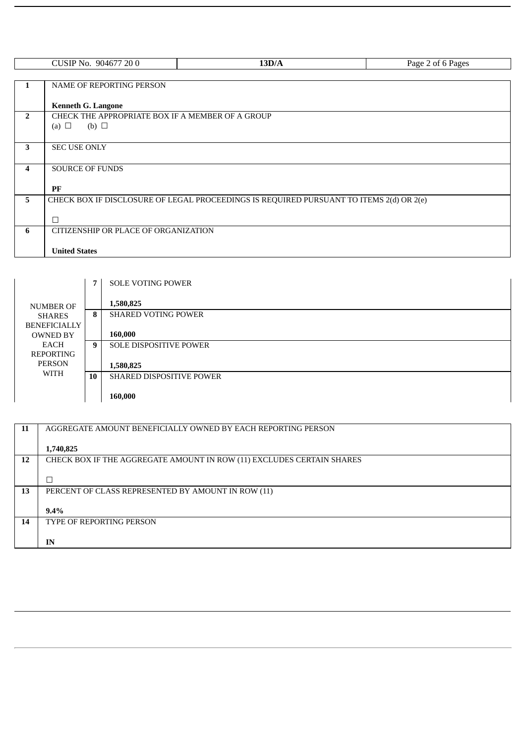| CUSIP No. 904677 20 0 | **13D/A** |
|---|---|

| | |
|---|---|
| **1** | NAME OF REPORTING PERSON<br><br>**Kenneth G. Langone** |
| **2** | CHECK THE APPROPRIATE BOX IF A MEMBER OF A GROUP<br>(a) ☐ (b) ☐ |
| **3** | SEC USE ONLY |
| **4** | SOURCE OF FUNDS<br><br>**PF** |
| **5** | CHECK BOX IF DISCLOSURE OF LEGAL PROCEEDINGS IS REQUIRED PURSUANT TO ITEMS 2(d) OR 2(e)<br><br>☐ |
| **6** | CITIZENSHIP OR PLACE OF ORGANIZATION<br><br>**United States** |

| | | |
|---|---|---|
| NUMBER OF SHARES BENEFICIALLY OWNED BY EACH REPORTING PERSON WITH | **7** | SOLE VOTING POWER<br><br>**1,580,825** |
| | **8** | SHARED VOTING POWER<br><br>**160,000** |
| | **9** | SOLE DISPOSITIVE POWER<br><br>**1,580,825** |
| | **10** | SHARED DISPOSITIVE POWER<br><br>**160,000** |

| | |
|---|---|
| **11** | AGGREGATE AMOUNT BENEFICIALLY OWNED BY EACH REPORTING PERSON<br><br>**1,740,825** |
| **12** | CHECK BOX IF THE AGGREGATE AMOUNT IN ROW (11) EXCLUDES CERTAIN SHARES<br><br>☐ |
| **13** | PERCENT OF CLASS REPRESENTED BY AMOUNT IN ROW (11)<br><br>**9.4%** |
| **14** | TYPE OF REPORTING PERSON<br><br>**IN** |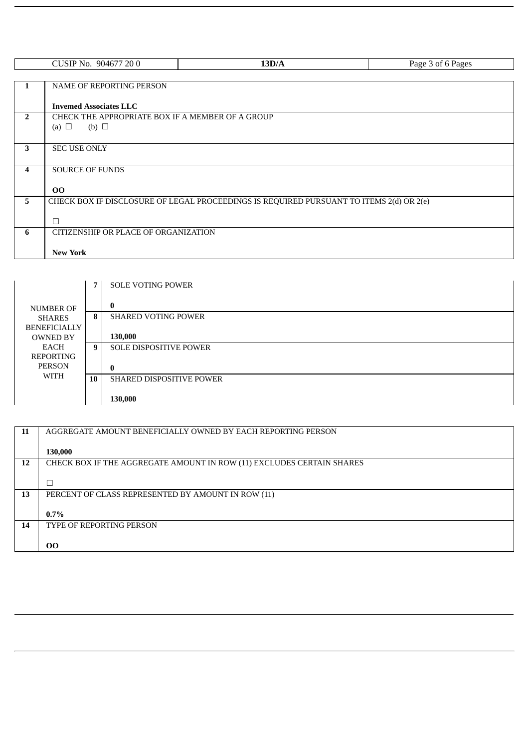| CUSIP No. 904677 20 0 | **13D/A** |
|---|---|

| | |
|---|---|
| **1** | NAME OF REPORTING PERSON<br><br>**Invemed Associates LLC** |
| **2** | CHECK THE APPROPRIATE BOX IF A MEMBER OF A GROUP<br>(a) ☐ (b) ☐ |
| **3** | SEC USE ONLY |
| **4** | SOURCE OF FUNDS<br><br>**OO** |
| **5** | CHECK BOX IF DISCLOSURE OF LEGAL PROCEEDINGS IS REQUIRED PURSUANT TO ITEMS 2(d) OR 2(e)<br><br>☐ |
| **6** | CITIZENSHIP OR PLACE OF ORGANIZATION<br><br>**New York** |

| | | |
|---|---|---|
| NUMBER OF SHARES BENEFICIALLY OWNED BY EACH REPORTING PERSON WITH | **7** | SOLE VOTING POWER<br><br>**0** |
| | **8** | SHARED VOTING POWER<br><br>**130,000** |
| | **9** | SOLE DISPOSITIVE POWER<br><br>**0** |
| | **10** | SHARED DISPOSITIVE POWER<br><br>**130,000** |

| | |
|---|---|
| **11** | AGGREGATE AMOUNT BENEFICIALLY OWNED BY EACH REPORTING PERSON<br><br>**130,000** |
| **12** | CHECK BOX IF THE AGGREGATE AMOUNT IN ROW (11) EXCLUDES CERTAIN SHARES<br><br>☐ |
| **13** | PERCENT OF CLASS REPRESENTED BY AMOUNT IN ROW (11)<br><br>**0.7%** |
| **14** | TYPE OF REPORTING PERSON<br><br>**OO** |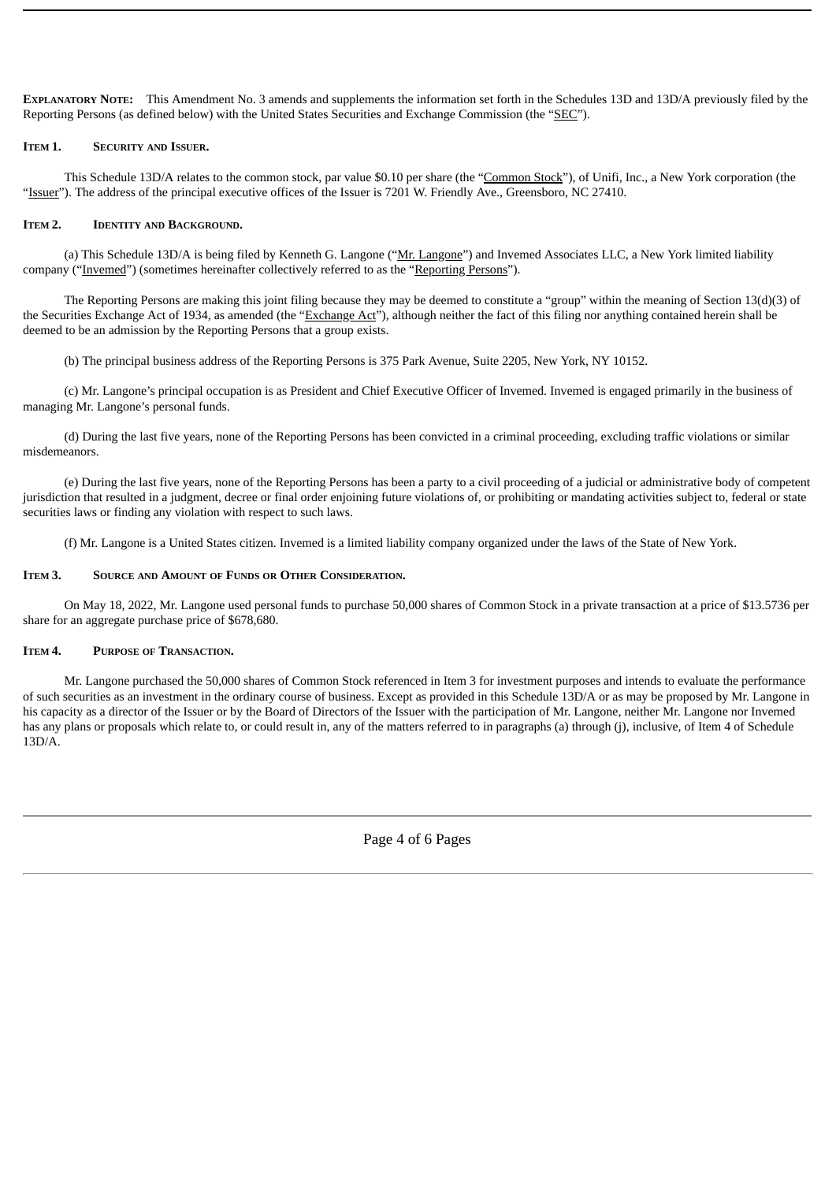**EXPLANATORY NOTE:** This Amendment No. 3 amends and supplements the information set forth in the Schedules 13D and 13D/A previously filed by the Reporting Persons (as defined below) with the United States Securities and Exchange Commission (the "SEC").

**ITEM 1. SECURITY AND ISSUER.**

This Schedule 13D/A relates to the common stock, par value $0.10 per share (the "Common Stock"), of Unifi, Inc., a New York corporation (the "Issuer"). The address of the principal executive offices of the Issuer is 7201 W. Friendly Ave., Greensboro, NC 27410.

**ITEM 2. IDENTITY AND BACKGROUND.**

(a) This Schedule 13D/A is being filed by Kenneth G. Langone ("Mr. Langone") and Invemed Associates LLC, a New York limited liability company ("Invemed") (sometimes hereinafter collectively referred to as the "Reporting Persons").

The Reporting Persons are making this joint filing because they may be deemed to constitute a "group" within the meaning of Section 13(d)(3) of the Securities Exchange Act of 1934, as amended (the "Exchange Act"), although neither the fact of this filing nor anything contained herein shall be deemed to be an admission by the Reporting Persons that a group exists.

(b) The principal business address of the Reporting Persons is 375 Park Avenue, Suite 2205, New York, NY 10152.

(c) Mr. Langone's principal occupation is as President and Chief Executive Officer of Invemed. Invemed is engaged primarily in the business of managing Mr. Langone's personal funds.

(d) During the last five years, none of the Reporting Persons has been convicted in a criminal proceeding, excluding traffic violations or similar misdemeanors.

(e) During the last five years, none of the Reporting Persons has been a party to a civil proceeding of a judicial or administrative body of competent jurisdiction that resulted in a judgment, decree or final order enjoining future violations of, or prohibiting or mandating activities subject to, federal or state securities laws or finding any violation with respect to such laws.

(f) Mr. Langone is a United States citizen. Invemed is a limited liability company organized under the laws of the State of New York.

**ITEM 3. SOURCE AND AMOUNT OF FUNDS OR OTHER CONSIDERATION.**

On May 18, 2022, Mr. Langone used personal funds to purchase 50,000 shares of Common Stock in a private transaction at a price of $13.5736 per share for an aggregate purchase price of $678,680.

**ITEM 4. PURPOSE OF TRANSACTION.**

Mr. Langone purchased the 50,000 shares of Common Stock referenced in Item 3 for investment purposes and intends to evaluate the performance of such securities as an investment in the ordinary course of business. Except as provided in this Schedule 13D/A or as may be proposed by Mr. Langone in his capacity as a director of the Issuer or by the Board of Directors of the Issuer with the participation of Mr. Langone, neither Mr. Langone nor Invemed has any plans or proposals which relate to, or could result in, any of the matters referred to in paragraphs (a) through (j), inclusive, of Item 4 of Schedule 13D/A.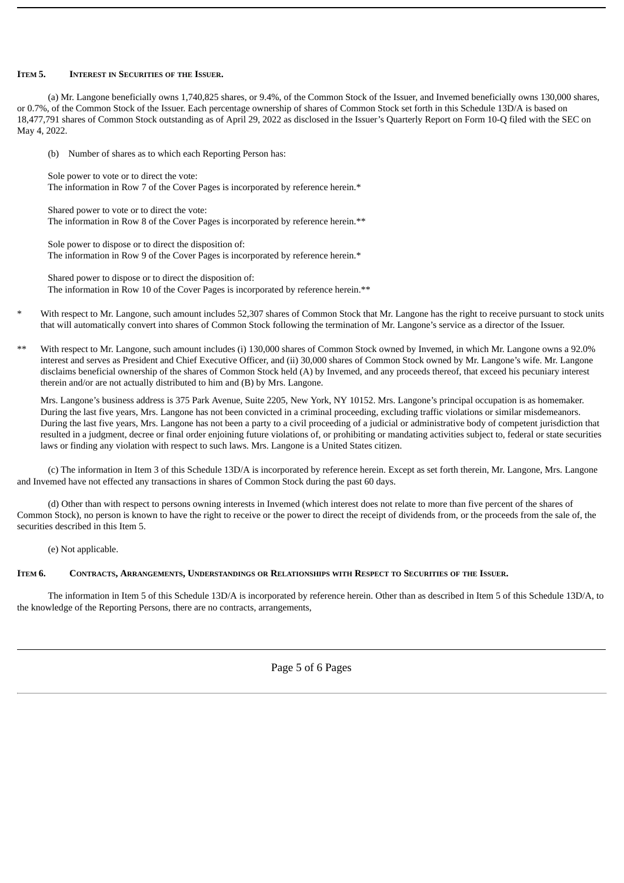### ITEM 5. INTEREST IN SECURITIES OF THE ISSUER.

(a) Mr. Langone beneficially owns 1,740,825 shares, or 9.4%, of the Common Stock of the Issuer, and Invemed beneficially owns 130,000 shares, or 0.7%, of the Common Stock of the Issuer. Each percentage ownership of shares of Common Stock set forth in this Schedule 13D/A is based on 18,477,791 shares of Common Stock outstanding as of April 29, 2022 as disclosed in the Issuer's Quarterly Report on Form 10-Q filed with the SEC on May 4, 2022.

(b) Number of shares as to which each Reporting Person has:

Sole power to vote or to direct the vote:
The information in Row 7 of the Cover Pages is incorporated by reference herein.*

Shared power to vote or to direct the vote:
The information in Row 8 of the Cover Pages is incorporated by reference herein.**

Sole power to dispose or to direct the disposition of:
The information in Row 9 of the Cover Pages is incorporated by reference herein.*

Shared power to dispose or to direct the disposition of:
The information in Row 10 of the Cover Pages is incorporated by reference herein.**

\* With respect to Mr. Langone, such amount includes 52,307 shares of Common Stock that Mr. Langone has the right to receive pursuant to stock units that will automatically convert into shares of Common Stock following the termination of Mr. Langone's service as a director of the Issuer.

\*\* With respect to Mr. Langone, such amount includes (i) 130,000 shares of Common Stock owned by Invemed, in which Mr. Langone owns a 92.0% interest and serves as President and Chief Executive Officer, and (ii) 30,000 shares of Common Stock owned by Mr. Langone's wife. Mr. Langone disclaims beneficial ownership of the shares of Common Stock held (A) by Invemed, and any proceeds thereof, that exceed his pecuniary interest therein and/or are not actually distributed to him and (B) by Mrs. Langone.

Mrs. Langone's business address is 375 Park Avenue, Suite 2205, New York, NY 10152. Mrs. Langone's principal occupation is as homemaker. During the last five years, Mrs. Langone has not been convicted in a criminal proceeding, excluding traffic violations or similar misdemeanors. During the last five years, Mrs. Langone has not been a party to a civil proceeding of a judicial or administrative body of competent jurisdiction that resulted in a judgment, decree or final order enjoining future violations of, or prohibiting or mandating activities subject to, federal or state securities laws or finding any violation with respect to such laws. Mrs. Langone is a United States citizen.

(c) The information in Item 3 of this Schedule 13D/A is incorporated by reference herein. Except as set forth therein, Mr. Langone, Mrs. Langone and Invemed have not effected any transactions in shares of Common Stock during the past 60 days.

(d) Other than with respect to persons owning interests in Invemed (which interest does not relate to more than five percent of the shares of Common Stock), no person is known to have the right to receive or the power to direct the receipt of dividends from, or the proceeds from the sale of, the securities described in this Item 5.

(e) Not applicable.

### ITEM 6. CONTRACTS, ARRANGEMENTS, UNDERSTANDINGS OR RELATIONSHIPS WITH RESPECT TO SECURITIES OF THE ISSUER.

The information in Item 5 of this Schedule 13D/A is incorporated by reference herein. Other than as described in Item 5 of this Schedule 13D/A, to the knowledge of the Reporting Persons, there are no contracts, arrangements,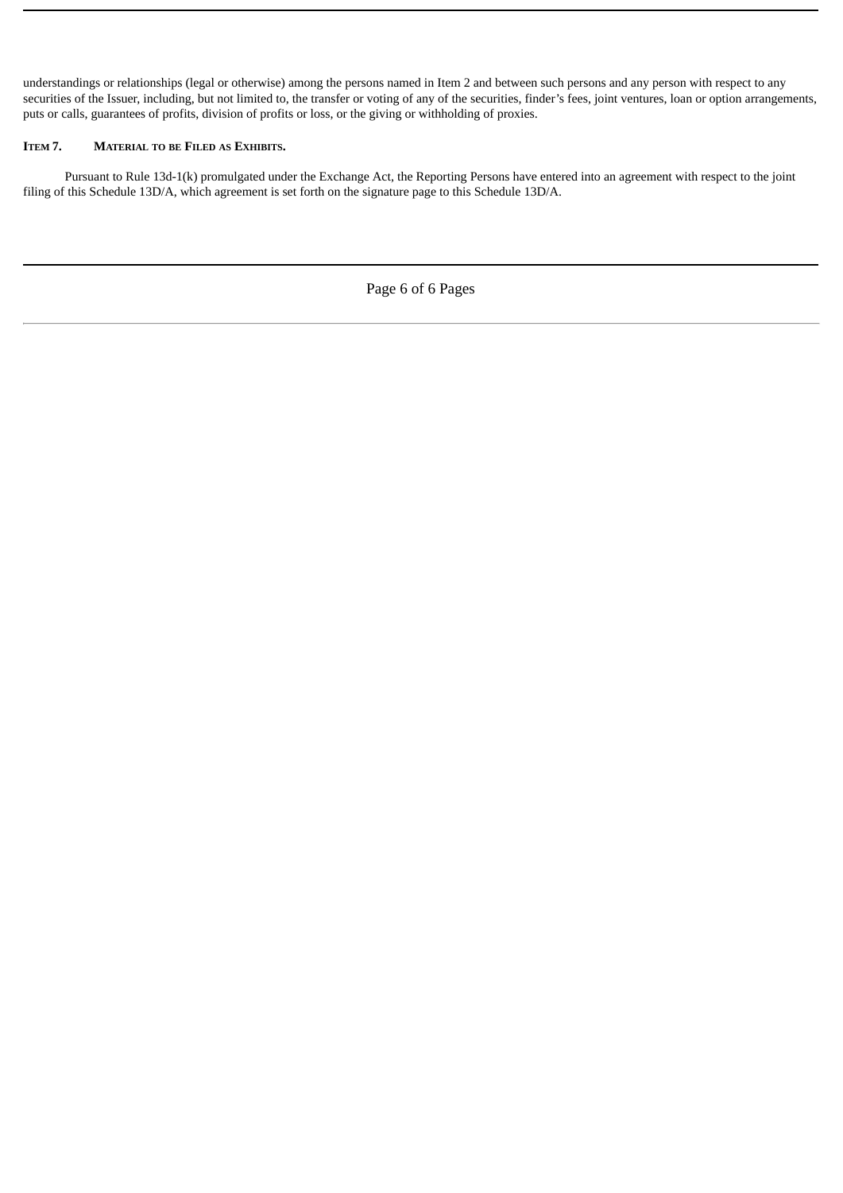understandings or relationships (legal or otherwise) among the persons named in Item 2 and between such persons and any person with respect to any securities of the Issuer, including, but not limited to, the transfer or voting of any of the securities, finder's fees, joint ventures, loan or option arrangements, puts or calls, guarantees of profits, division of profits or loss, or the giving or withholding of proxies.

**ITEM 7. MATERIAL TO BE FILED AS EXHIBITS.**

Pursuant to Rule 13d-1(k) promulgated under the Exchange Act, the Reporting Persons have entered into an agreement with respect to the joint filing of this Schedule 13D/A, which agreement is set forth on the signature page to this Schedule 13D/A.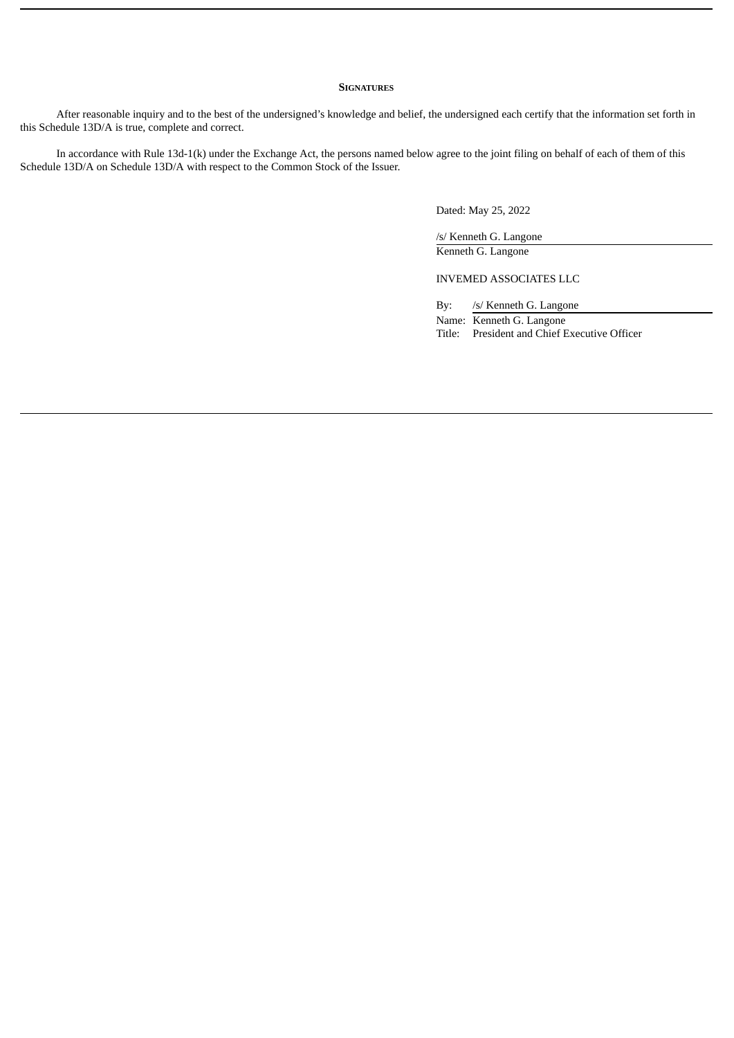## Signatures

After reasonable inquiry and to the best of the undersigned's knowledge and belief, the undersigned each certify that the information set forth in this Schedule 13D/A is true, complete and correct.

In accordance with Rule 13d-1(k) under the Exchange Act, the persons named below agree to the joint filing on behalf of each of them of this Schedule 13D/A on Schedule 13D/A with respect to the Common Stock of the Issuer.

Dated: May 25, 2022

/s/ Kenneth G. Langone
Kenneth G. Langone

INVEMED ASSOCIATES LLC

By: /s/ Kenneth G. Langone
Name: Kenneth G. Langone
Title: President and Chief Executive Officer